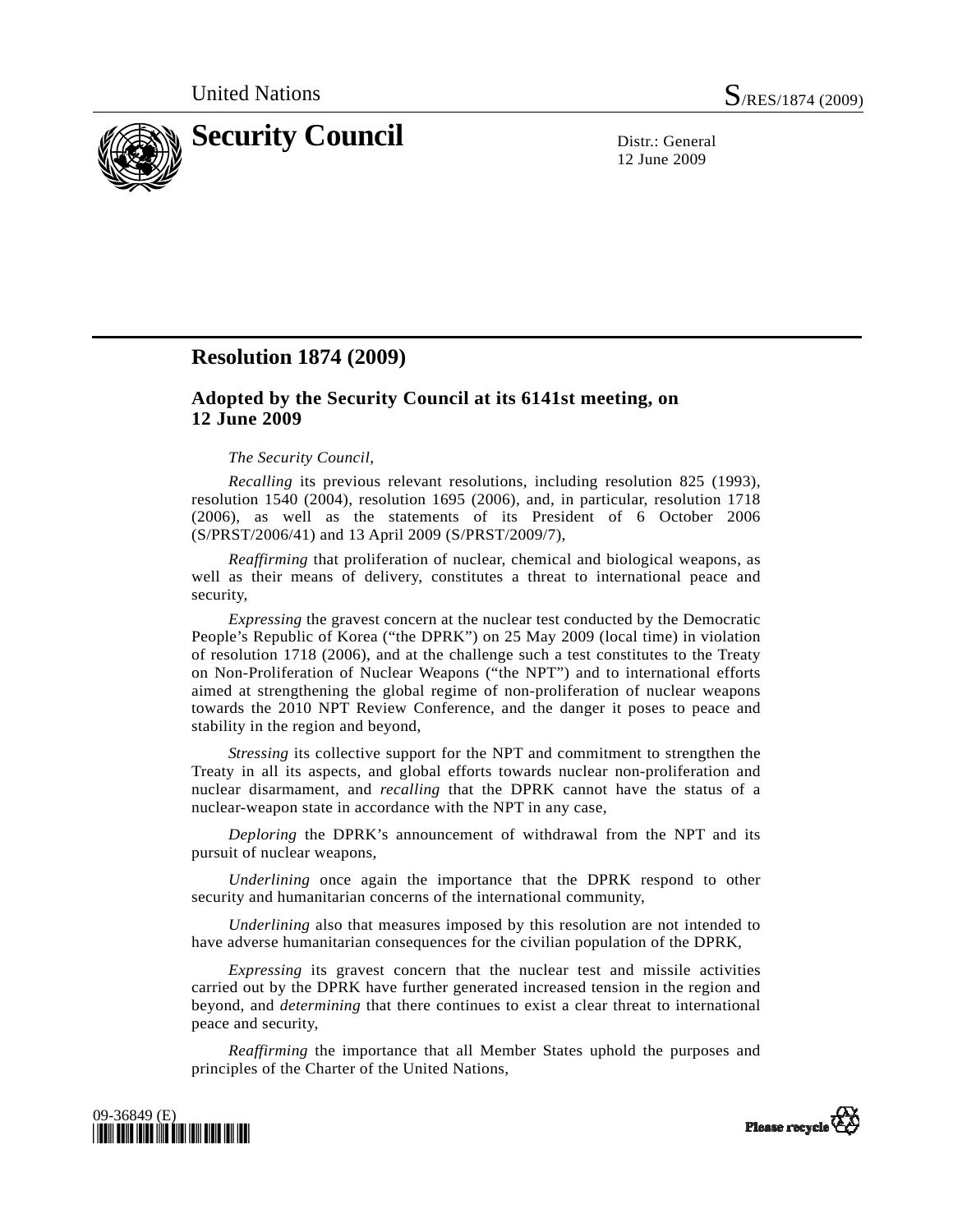United Nations S/RES/1874 (2009)

# Security Council

Distr.: General
12 June 2009

## Resolution 1874 (2009)

### Adopted by the Security Council at its 6141st meeting, on 12 June 2009

*The Security Council*,

*Recalling* its previous relevant resolutions, including resolution 825 (1993), resolution 1540 (2004), resolution 1695 (2006), and, in particular, resolution 1718 (2006), as well as the statements of its President of 6 October 2006 (S/PRST/2006/41) and 13 April 2009 (S/PRST/2009/7),

*Reaffirming* that proliferation of nuclear, chemical and biological weapons, as well as their means of delivery, constitutes a threat to international peace and security,

*Expressing* the gravest concern at the nuclear test conducted by the Democratic People's Republic of Korea ("the DPRK") on 25 May 2009 (local time) in violation of resolution 1718 (2006), and at the challenge such a test constitutes to the Treaty on Non-Proliferation of Nuclear Weapons ("the NPT") and to international efforts aimed at strengthening the global regime of non-proliferation of nuclear weapons towards the 2010 NPT Review Conference, and the danger it poses to peace and stability in the region and beyond,

*Stressing* its collective support for the NPT and commitment to strengthen the Treaty in all its aspects, and global efforts towards nuclear non-proliferation and nuclear disarmament, and *recalling* that the DPRK cannot have the status of a nuclear-weapon state in accordance with the NPT in any case,

*Deploring* the DPRK's announcement of withdrawal from the NPT and its pursuit of nuclear weapons,

*Underlining* once again the importance that the DPRK respond to other security and humanitarian concerns of the international community,

*Underlining* also that measures imposed by this resolution are not intended to have adverse humanitarian consequences for the civilian population of the DPRK,

*Expressing* its gravest concern that the nuclear test and missile activities carried out by the DPRK have further generated increased tension in the region and beyond, and *determining* that there continues to exist a clear threat to international peace and security,

*Reaffirming* the importance that all Member States uphold the purposes and principles of the Charter of the United Nations,

09-36849 (E)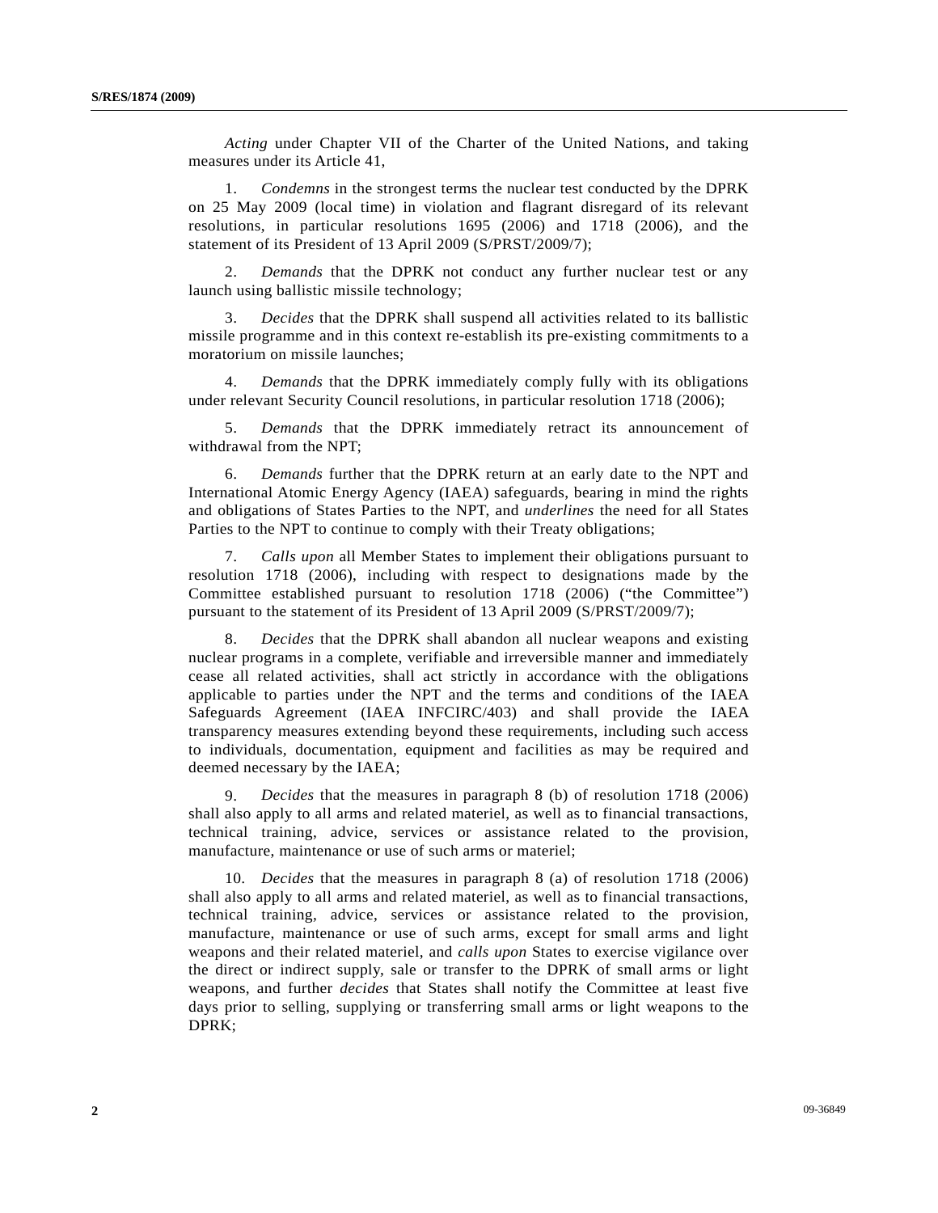*Acting* under Chapter VII of the Charter of the United Nations, and taking measures under its Article 41,

1. *Condemns* in the strongest terms the nuclear test conducted by the DPRK on 25 May 2009 (local time) in violation and flagrant disregard of its relevant resolutions, in particular resolutions 1695 (2006) and 1718 (2006), and the statement of its President of 13 April 2009 (S/PRST/2009/7);

2. *Demands* that the DPRK not conduct any further nuclear test or any launch using ballistic missile technology;

3. *Decides* that the DPRK shall suspend all activities related to its ballistic missile programme and in this context re-establish its pre-existing commitments to a moratorium on missile launches;

4. *Demands* that the DPRK immediately comply fully with its obligations under relevant Security Council resolutions, in particular resolution 1718 (2006);

5. *Demands* that the DPRK immediately retract its announcement of withdrawal from the NPT;

6. *Demands* further that the DPRK return at an early date to the NPT and International Atomic Energy Agency (IAEA) safeguards, bearing in mind the rights and obligations of States Parties to the NPT, and *underlines* the need for all States Parties to the NPT to continue to comply with their Treaty obligations;

7. *Calls upon* all Member States to implement their obligations pursuant to resolution 1718 (2006), including with respect to designations made by the Committee established pursuant to resolution 1718 (2006) ("the Committee") pursuant to the statement of its President of 13 April 2009 (S/PRST/2009/7);

8. *Decides* that the DPRK shall abandon all nuclear weapons and existing nuclear programs in a complete, verifiable and irreversible manner and immediately cease all related activities, shall act strictly in accordance with the obligations applicable to parties under the NPT and the terms and conditions of the IAEA Safeguards Agreement (IAEA INFCIRC/403) and shall provide the IAEA transparency measures extending beyond these requirements, including such access to individuals, documentation, equipment and facilities as may be required and deemed necessary by the IAEA;

9. *Decides* that the measures in paragraph 8 (b) of resolution 1718 (2006) shall also apply to all arms and related materiel, as well as to financial transactions, technical training, advice, services or assistance related to the provision, manufacture, maintenance or use of such arms or materiel;

10. *Decides* that the measures in paragraph 8 (a) of resolution 1718 (2006) shall also apply to all arms and related materiel, as well as to financial transactions, technical training, advice, services or assistance related to the provision, manufacture, maintenance or use of such arms, except for small arms and light weapons and their related materiel, and *calls upon* States to exercise vigilance over the direct or indirect supply, sale or transfer to the DPRK of small arms or light weapons, and further *decides* that States shall notify the Committee at least five days prior to selling, supplying or transferring small arms or light weapons to the DPRK;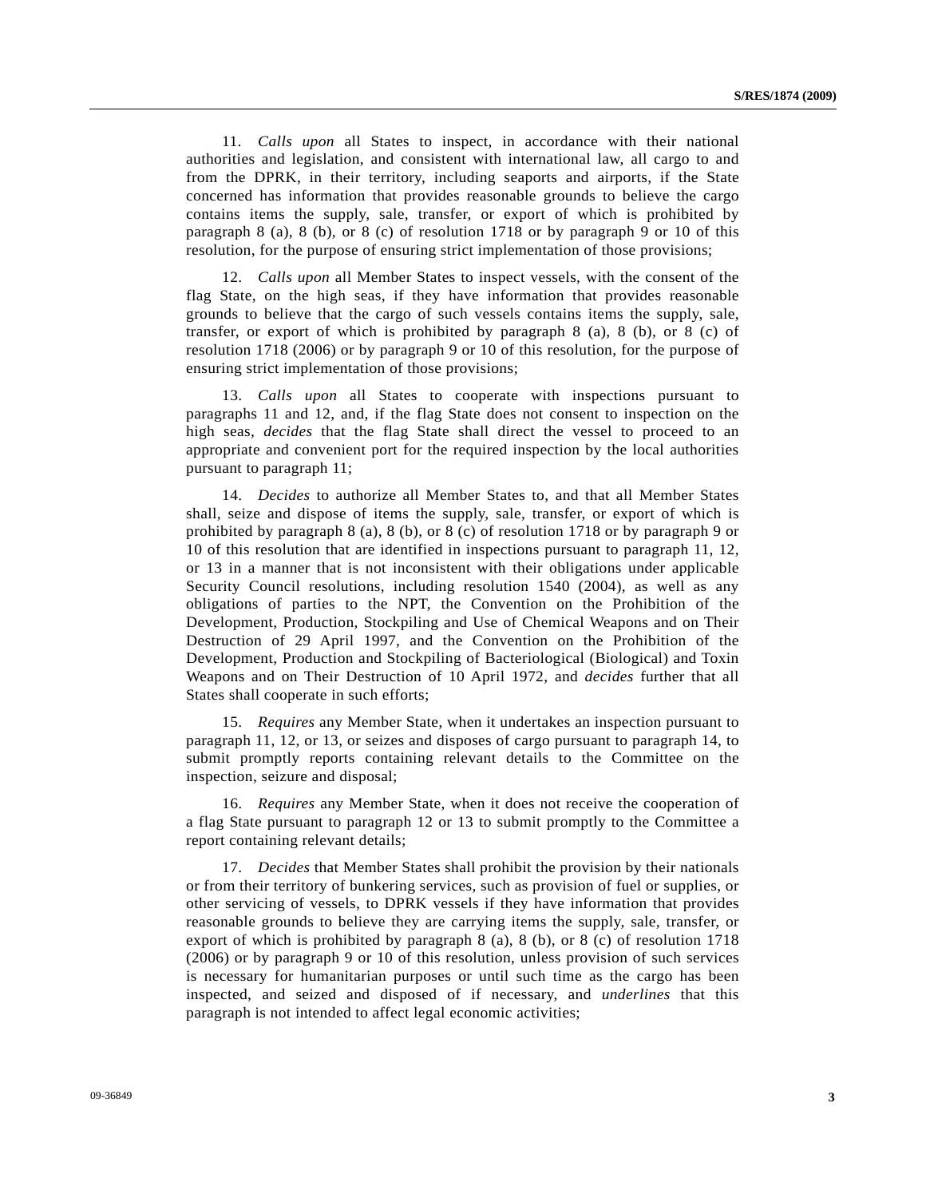11. *Calls upon* all States to inspect, in accordance with their national authorities and legislation, and consistent with international law, all cargo to and from the DPRK, in their territory, including seaports and airports, if the State concerned has information that provides reasonable grounds to believe the cargo contains items the supply, sale, transfer, or export of which is prohibited by paragraph 8 (a), 8 (b), or 8 (c) of resolution 1718 or by paragraph 9 or 10 of this resolution, for the purpose of ensuring strict implementation of those provisions;

12. *Calls upon* all Member States to inspect vessels, with the consent of the flag State, on the high seas, if they have information that provides reasonable grounds to believe that the cargo of such vessels contains items the supply, sale, transfer, or export of which is prohibited by paragraph 8 (a), 8 (b), or 8 (c) of resolution 1718 (2006) or by paragraph 9 or 10 of this resolution, for the purpose of ensuring strict implementation of those provisions;

13. *Calls upon* all States to cooperate with inspections pursuant to paragraphs 11 and 12, and, if the flag State does not consent to inspection on the high seas, *decides* that the flag State shall direct the vessel to proceed to an appropriate and convenient port for the required inspection by the local authorities pursuant to paragraph 11;

14. *Decides* to authorize all Member States to, and that all Member States shall, seize and dispose of items the supply, sale, transfer, or export of which is prohibited by paragraph 8 (a), 8 (b), or 8 (c) of resolution 1718 or by paragraph 9 or 10 of this resolution that are identified in inspections pursuant to paragraph 11, 12, or 13 in a manner that is not inconsistent with their obligations under applicable Security Council resolutions, including resolution 1540 (2004), as well as any obligations of parties to the NPT, the Convention on the Prohibition of the Development, Production, Stockpiling and Use of Chemical Weapons and on Their Destruction of 29 April 1997, and the Convention on the Prohibition of the Development, Production and Stockpiling of Bacteriological (Biological) and Toxin Weapons and on Their Destruction of 10 April 1972, and *decides* further that all States shall cooperate in such efforts;

15. *Requires* any Member State, when it undertakes an inspection pursuant to paragraph 11, 12, or 13, or seizes and disposes of cargo pursuant to paragraph 14, to submit promptly reports containing relevant details to the Committee on the inspection, seizure and disposal;

16. *Requires* any Member State, when it does not receive the cooperation of a flag State pursuant to paragraph 12 or 13 to submit promptly to the Committee a report containing relevant details;

17. *Decides* that Member States shall prohibit the provision by their nationals or from their territory of bunkering services, such as provision of fuel or supplies, or other servicing of vessels, to DPRK vessels if they have information that provides reasonable grounds to believe they are carrying items the supply, sale, transfer, or export of which is prohibited by paragraph 8 (a), 8 (b), or 8 (c) of resolution 1718 (2006) or by paragraph 9 or 10 of this resolution, unless provision of such services is necessary for humanitarian purposes or until such time as the cargo has been inspected, and seized and disposed of if necessary, and *underlines* that this paragraph is not intended to affect legal economic activities;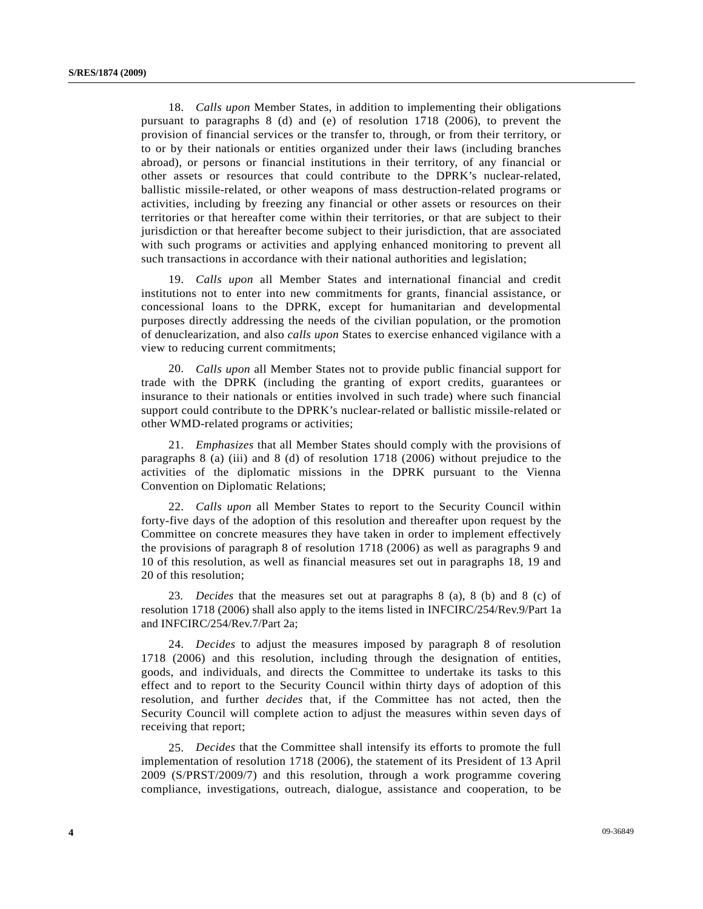18. *Calls upon* Member States, in addition to implementing their obligations pursuant to paragraphs 8 (d) and (e) of resolution 1718 (2006), to prevent the provision of financial services or the transfer to, through, or from their territory, or to or by their nationals or entities organized under their laws (including branches abroad), or persons or financial institutions in their territory, of any financial or other assets or resources that could contribute to the DPRK's nuclear-related, ballistic missile-related, or other weapons of mass destruction-related programs or activities, including by freezing any financial or other assets or resources on their territories or that hereafter come within their territories, or that are subject to their jurisdiction or that hereafter become subject to their jurisdiction, that are associated with such programs or activities and applying enhanced monitoring to prevent all such transactions in accordance with their national authorities and legislation;

19. *Calls upon* all Member States and international financial and credit institutions not to enter into new commitments for grants, financial assistance, or concessional loans to the DPRK, except for humanitarian and developmental purposes directly addressing the needs of the civilian population, or the promotion of denuclearization, and also *calls upon* States to exercise enhanced vigilance with a view to reducing current commitments;

20. *Calls upon* all Member States not to provide public financial support for trade with the DPRK (including the granting of export credits, guarantees or insurance to their nationals or entities involved in such trade) where such financial support could contribute to the DPRK's nuclear-related or ballistic missile-related or other WMD-related programs or activities;

21. *Emphasizes* that all Member States should comply with the provisions of paragraphs 8 (a) (iii) and 8 (d) of resolution 1718 (2006) without prejudice to the activities of the diplomatic missions in the DPRK pursuant to the Vienna Convention on Diplomatic Relations;

22. *Calls upon* all Member States to report to the Security Council within forty-five days of the adoption of this resolution and thereafter upon request by the Committee on concrete measures they have taken in order to implement effectively the provisions of paragraph 8 of resolution 1718 (2006) as well as paragraphs 9 and 10 of this resolution, as well as financial measures set out in paragraphs 18, 19 and 20 of this resolution;

23. *Decides* that the measures set out at paragraphs 8 (a), 8 (b) and 8 (c) of resolution 1718 (2006) shall also apply to the items listed in INFCIRC/254/Rev.9/Part 1a and INFCIRC/254/Rev.7/Part 2a;

24. *Decides* to adjust the measures imposed by paragraph 8 of resolution 1718 (2006) and this resolution, including through the designation of entities, goods, and individuals, and directs the Committee to undertake its tasks to this effect and to report to the Security Council within thirty days of adoption of this resolution, and further *decides* that, if the Committee has not acted, then the Security Council will complete action to adjust the measures within seven days of receiving that report;

25. *Decides* that the Committee shall intensify its efforts to promote the full implementation of resolution 1718 (2006), the statement of its President of 13 April 2009 (S/PRST/2009/7) and this resolution, through a work programme covering compliance, investigations, outreach, dialogue, assistance and cooperation, to be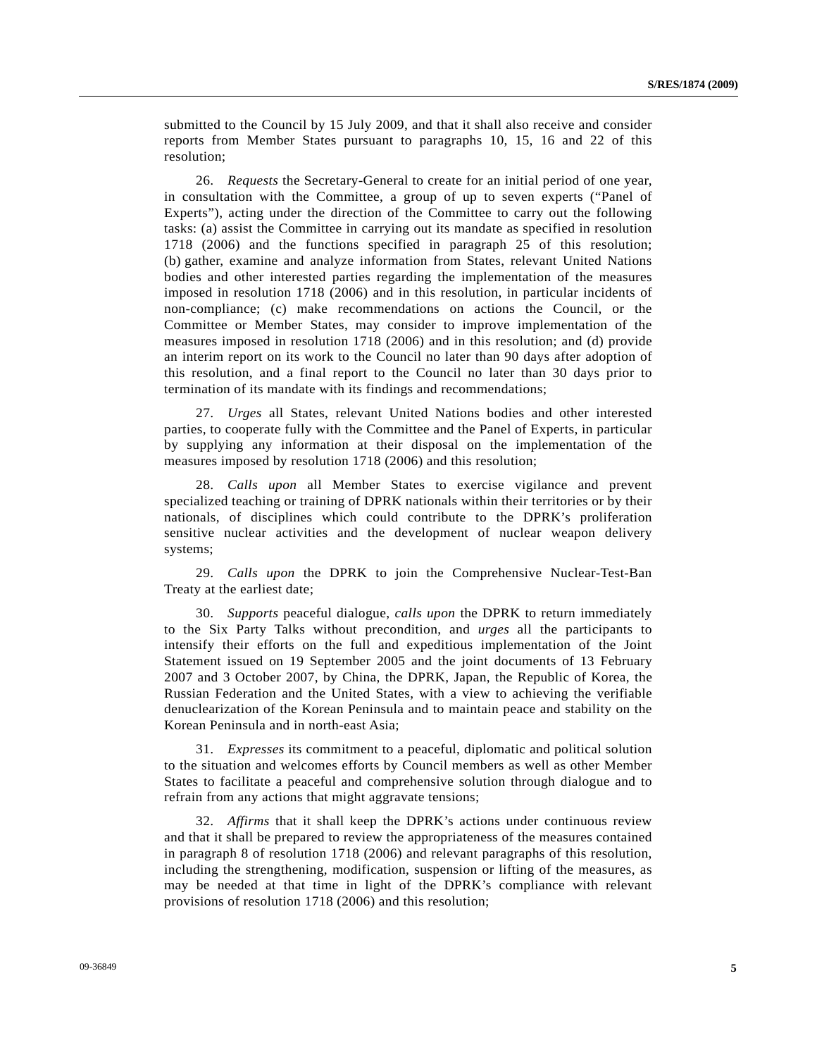submitted to the Council by 15 July 2009, and that it shall also receive and consider reports from Member States pursuant to paragraphs 10, 15, 16 and 22 of this resolution;

26. *Requests* the Secretary-General to create for an initial period of one year, in consultation with the Committee, a group of up to seven experts ("Panel of Experts"), acting under the direction of the Committee to carry out the following tasks: (a) assist the Committee in carrying out its mandate as specified in resolution 1718 (2006) and the functions specified in paragraph 25 of this resolution; (b) gather, examine and analyze information from States, relevant United Nations bodies and other interested parties regarding the implementation of the measures imposed in resolution 1718 (2006) and in this resolution, in particular incidents of non-compliance; (c) make recommendations on actions the Council, or the Committee or Member States, may consider to improve implementation of the measures imposed in resolution 1718 (2006) and in this resolution; and (d) provide an interim report on its work to the Council no later than 90 days after adoption of this resolution, and a final report to the Council no later than 30 days prior to termination of its mandate with its findings and recommendations;

27. *Urges* all States, relevant United Nations bodies and other interested parties, to cooperate fully with the Committee and the Panel of Experts, in particular by supplying any information at their disposal on the implementation of the measures imposed by resolution 1718 (2006) and this resolution;

28. *Calls upon* all Member States to exercise vigilance and prevent specialized teaching or training of DPRK nationals within their territories or by their nationals, of disciplines which could contribute to the DPRK's proliferation sensitive nuclear activities and the development of nuclear weapon delivery systems;

29. *Calls upon* the DPRK to join the Comprehensive Nuclear-Test-Ban Treaty at the earliest date;

30. *Supports* peaceful dialogue, *calls upon* the DPRK to return immediately to the Six Party Talks without precondition, and *urges* all the participants to intensify their efforts on the full and expeditious implementation of the Joint Statement issued on 19 September 2005 and the joint documents of 13 February 2007 and 3 October 2007, by China, the DPRK, Japan, the Republic of Korea, the Russian Federation and the United States, with a view to achieving the verifiable denuclearization of the Korean Peninsula and to maintain peace and stability on the Korean Peninsula and in north-east Asia;

31. *Expresses* its commitment to a peaceful, diplomatic and political solution to the situation and welcomes efforts by Council members as well as other Member States to facilitate a peaceful and comprehensive solution through dialogue and to refrain from any actions that might aggravate tensions;

32. *Affirms* that it shall keep the DPRK's actions under continuous review and that it shall be prepared to review the appropriateness of the measures contained in paragraph 8 of resolution 1718 (2006) and relevant paragraphs of this resolution, including the strengthening, modification, suspension or lifting of the measures, as may be needed at that time in light of the DPRK's compliance with relevant provisions of resolution 1718 (2006) and this resolution;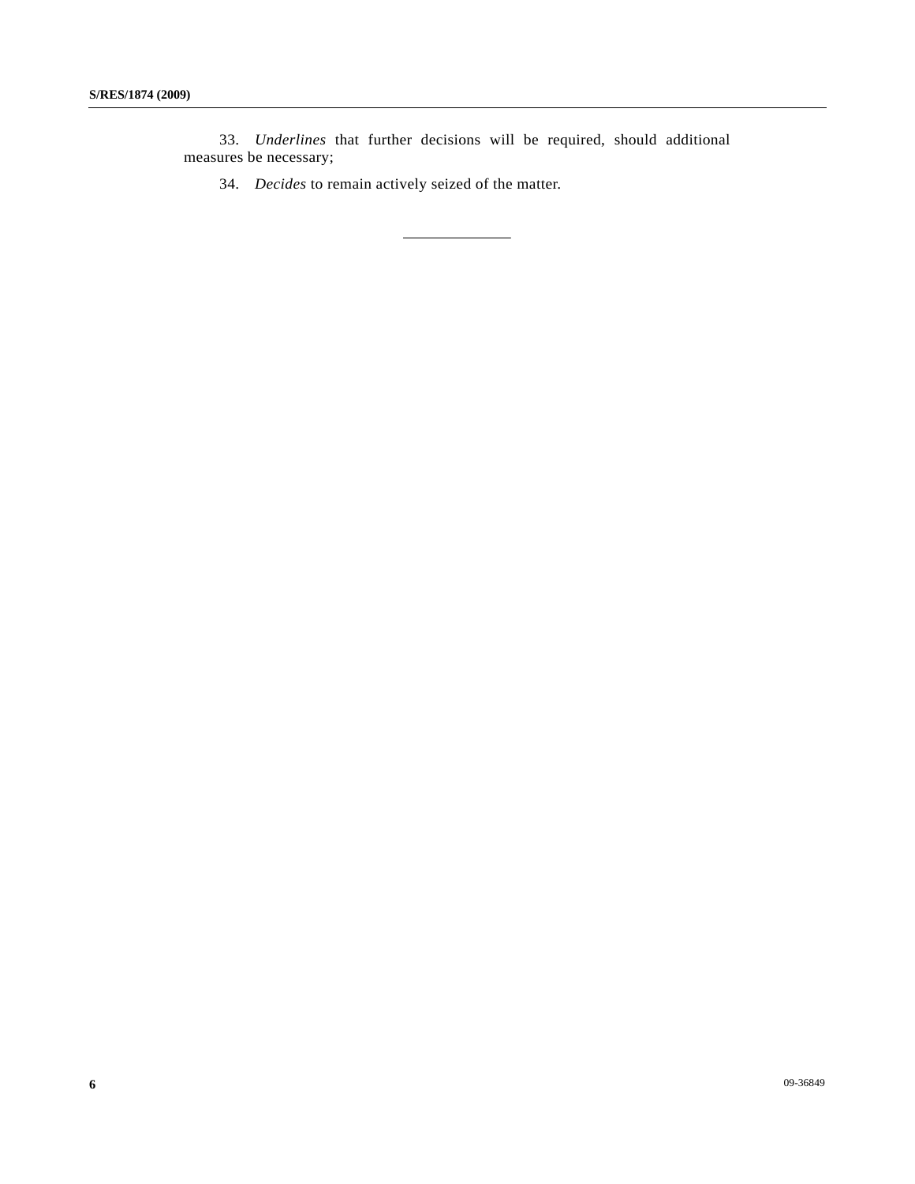33. *Underlines* that further decisions will be required, should additional measures be necessary;

34. *Decides* to remain actively seized of the matter.

---